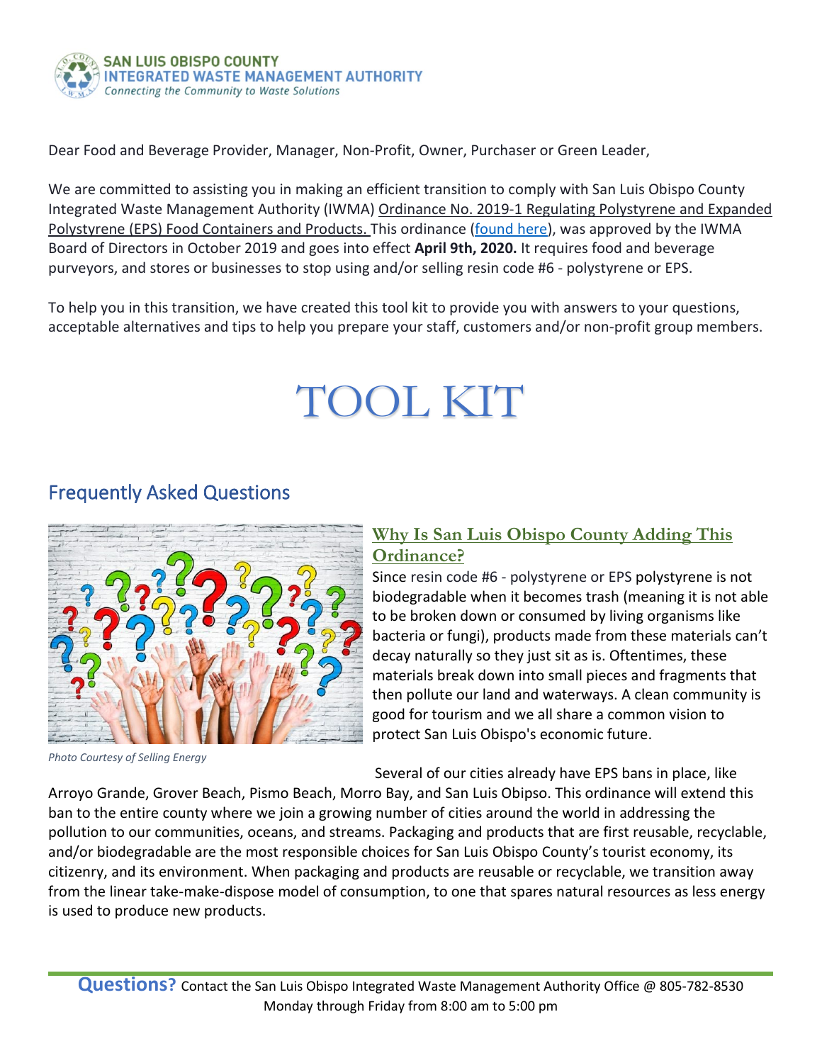**SAN LUIS OBISPO COUNTY**
**INTEGRATED WASTE MANAGEMENT AUTHORITY**
*Connecting the Community to Waste Solutions*

Dear Food and Beverage Provider, Manager, Non-Profit, Owner, Purchaser or Green Leader,

We are committed to assisting you in making an efficient transition to comply with San Luis Obispo County Integrated Waste Management Authority (IWMA) Ordinance No. 2019-1 Regulating Polystyrene and Expanded Polystyrene (EPS) Food Containers and Products. This ordinance (found here), was approved by the IWMA Board of Directors in October 2019 and goes into effect **April 9th, 2020.** It requires food and beverage purveyors, and stores or businesses to stop using and/or selling resin code #6 - polystyrene or EPS.

To help you in this transition, we have created this tool kit to provide you with answers to your questions, acceptable alternatives and tips to help you prepare your staff, customers and/or non-profit group members.

# TOOL KIT

## Frequently Asked Questions

*Photo Courtesy of Selling Energy*

### Why Is San Luis Obispo County Adding This Ordinance?

Since resin code #6 - polystyrene or EPS polystyrene is not biodegradable when it becomes trash (meaning it is not able to be broken down or consumed by living organisms like bacteria or fungi), products made from these materials can't decay naturally so they just sit as is. Oftentimes, these materials break down into small pieces and fragments that then pollute our land and waterways. A clean community is good for tourism and we all share a common vision to protect San Luis Obispo's economic future.

Several of our cities already have EPS bans in place, like Arroyo Grande, Grover Beach, Pismo Beach, Morro Bay, and San Luis Obipso. This ordinance will extend this ban to the entire county where we join a growing number of cities around the world in addressing the pollution to our communities, oceans, and streams. Packaging and products that are first reusable, recyclable, and/or biodegradable are the most responsible choices for San Luis Obispo County's tourist economy, its citizenry, and its environment. When packaging and products are reusable or recyclable, we transition away from the linear take-make-dispose model of consumption, to one that spares natural resources as less energy is used to produce new products.

**Questions?** Contact the San Luis Obispo Integrated Waste Management Authority Office @ 805-782-8530 Monday through Friday from 8:00 am to 5:00 pm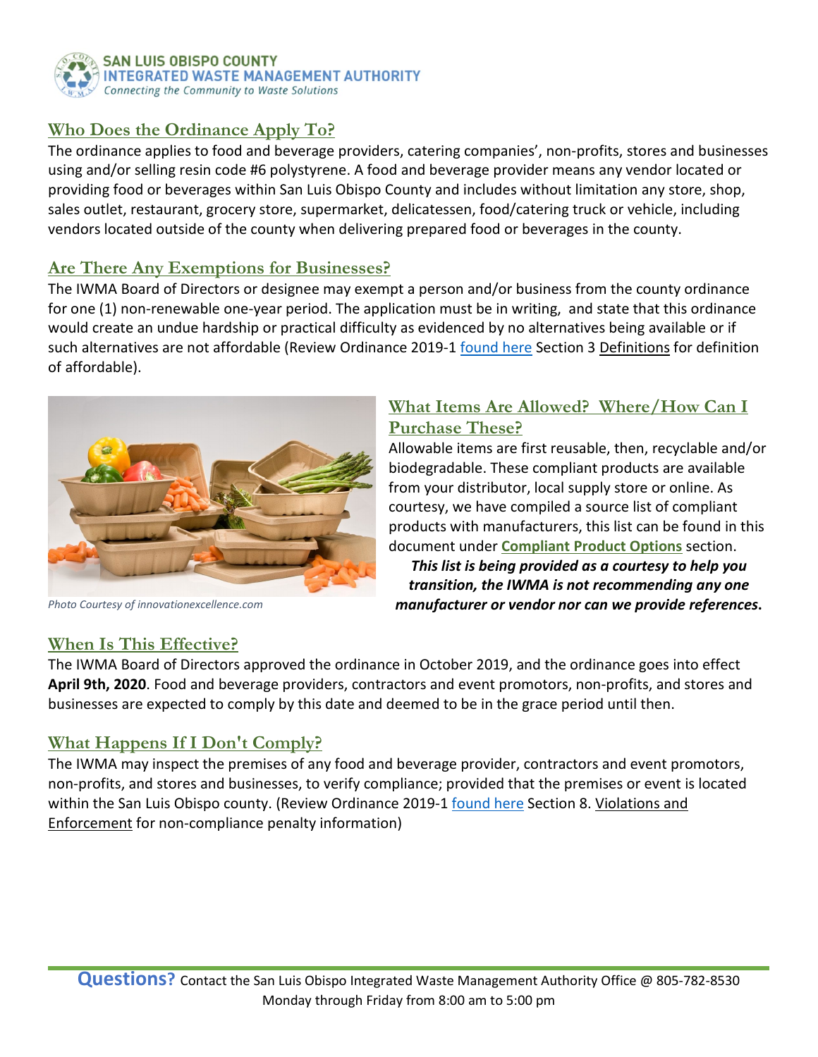## Who Does the Ordinance Apply To?

The ordinance applies to food and beverage providers, catering companies', non-profits, stores and businesses using and/or selling resin code #6 polystyrene. A food and beverage provider means any vendor located or providing food or beverages within San Luis Obispo County and includes without limitation any store, shop, sales outlet, restaurant, grocery store, supermarket, delicatessen, food/catering truck or vehicle, including vendors located outside of the county when delivering prepared food or beverages in the county.

## Are There Any Exemptions for Businesses?

The IWMA Board of Directors or designee may exempt a person and/or business from the county ordinance for one (1) non-renewable one-year period. The application must be in writing, and state that this ordinance would create an undue hardship or practical difficulty as evidenced by no alternatives being available or if such alternatives are not affordable (Review Ordinance 2019-1 found here Section 3 Definitions for definition of affordable).

*Photo Courtesy of innovationexcellence.com*

## What Items Are Allowed? Where/How Can I Purchase These?

Allowable items are first reusable, then, recyclable and/or biodegradable. These compliant products are available from your distributor, local supply store or online. As courtesy, we have compiled a source list of compliant products with manufacturers, this list can be found in this document under **Compliant Product Options** section.

***This list is being provided as a courtesy to help you transition, the IWMA is not recommending any one manufacturer or vendor nor can we provide references.***

## When Is This Effective?

The IWMA Board of Directors approved the ordinance in October 2019, and the ordinance goes into effect **April 9th, 2020**. Food and beverage providers, contractors and event promotors, non-profits, and stores and businesses are expected to comply by this date and deemed to be in the grace period until then.

## What Happens If I Don't Comply?

The IWMA may inspect the premises of any food and beverage provider, contractors and event promotors, non-profits, and stores and businesses, to verify compliance; provided that the premises or event is located within the San Luis Obispo county. (Review Ordinance 2019-1 found here Section 8. Violations and Enforcement for non-compliance penalty information)

**Questions?** Contact the San Luis Obispo Integrated Waste Management Authority Office @ 805-782-8530 Monday through Friday from 8:00 am to 5:00 pm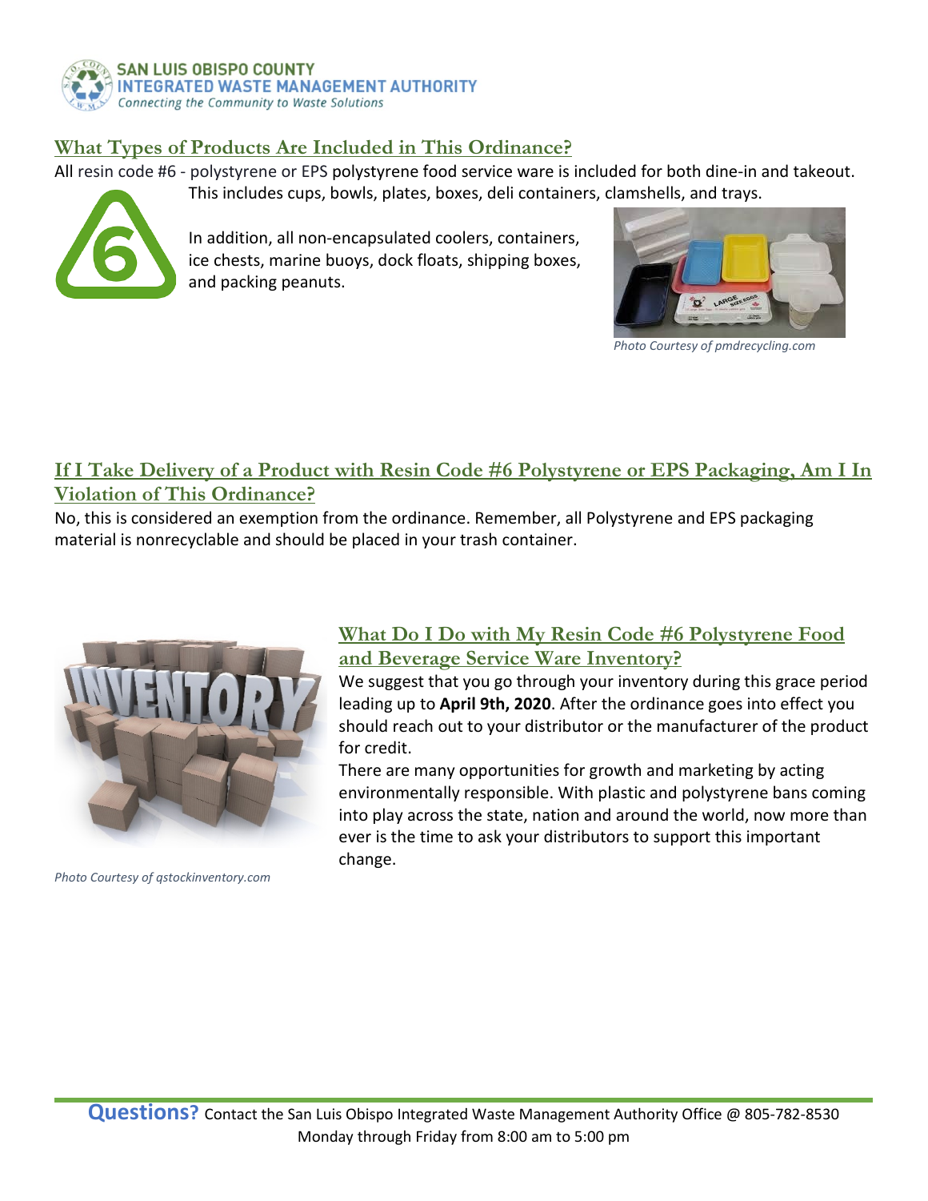## What Types of Products Are Included in This Ordinance?

All resin code #6 - polystyrene or EPS polystyrene food service ware is included for both dine-in and takeout. This includes cups, bowls, plates, boxes, deli containers, clamshells, and trays.

In addition, all non-encapsulated coolers, containers, ice chests, marine buoys, dock floats, shipping boxes, and packing peanuts.

*Photo Courtesy of pmdrecycling.com*

## If I Take Delivery of a Product with Resin Code #6 Polystyrene or EPS Packaging, Am I In Violation of This Ordinance?

No, this is considered an exemption from the ordinance. Remember, all Polystyrene and EPS packaging material is nonrecyclable and should be placed in your trash container.

*Photo Courtesy of qstockinventory.com*

## What Do I Do with My Resin Code #6 Polystyrene Food and Beverage Service Ware Inventory?

We suggest that you go through your inventory during this grace period leading up to **April 9th, 2020**. After the ordinance goes into effect you should reach out to your distributor or the manufacturer of the product for credit.

There are many opportunities for growth and marketing by acting environmentally responsible. With plastic and polystyrene bans coming into play across the state, nation and around the world, now more than ever is the time to ask your distributors to support this important change.

**Questions?** Contact the San Luis Obispo Integrated Waste Management Authority Office @ 805-782-8530 Monday through Friday from 8:00 am to 5:00 pm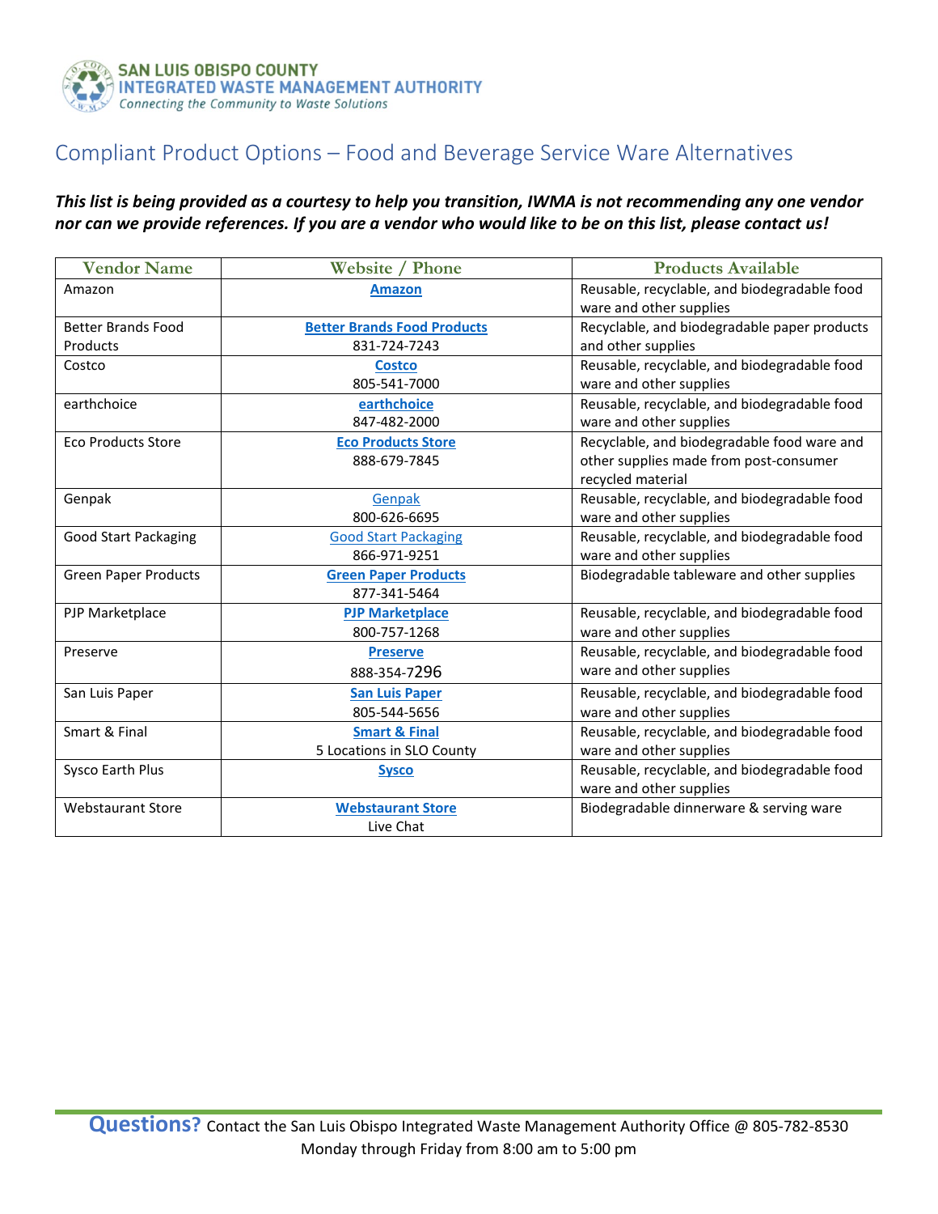SAN LUIS OBISPO COUNTY
INTEGRATED WASTE MANAGEMENT AUTHORITY
*Connecting the Community to Waste Solutions*

# Compliant Product Options – Food and Beverage Service Ware Alternatives

***This list is being provided as a courtesy to help you transition, IWMA is not recommending any one vendor nor can we provide references. If you are a vendor who would like to be on this list, please contact us!***

| Vendor Name | Website / Phone | Products Available |
|---|---|---|
| Amazon | **Amazon** | Reusable, recyclable, and biodegradable food ware and other supplies |
| Better Brands Food Products | **Better Brands Food Products** 831-724-7243 | Recyclable, and biodegradable paper products and other supplies |
| Costco | **Costco** 805-541-7000 | Reusable, recyclable, and biodegradable food ware and other supplies |
| earthchoice | **earthchoice** 847-482-2000 | Reusable, recyclable, and biodegradable food ware and other supplies |
| Eco Products Store | **Eco Products Store** 888-679-7845 | Recyclable, and biodegradable food ware and other supplies made from post-consumer recycled material |
| Genpak | Genpak 800-626-6695 | Reusable, recyclable, and biodegradable food ware and other supplies |
| Good Start Packaging | Good Start Packaging 866-971-9251 | Reusable, recyclable, and biodegradable food ware and other supplies |
| Green Paper Products | **Green Paper Products** 877-341-5464 | Biodegradable tableware and other supplies |
| PJP Marketplace | **PJP Marketplace** 800-757-1268 | Reusable, recyclable, and biodegradable food ware and other supplies |
| Preserve | **Preserve** 888-354-7296 | Reusable, recyclable, and biodegradable food ware and other supplies |
| San Luis Paper | **San Luis Paper** 805-544-5656 | Reusable, recyclable, and biodegradable food ware and other supplies |
| Smart & Final | **Smart & Final** 5 Locations in SLO County | Reusable, recyclable, and biodegradable food ware and other supplies |
| Sysco Earth Plus | **Sysco** | Reusable, recyclable, and biodegradable food ware and other supplies |
| Webstaurant Store | **Webstaurant Store** Live Chat | Biodegradable dinnerware & serving ware |

**Questions?** Contact the San Luis Obispo Integrated Waste Management Authority Office @ 805-782-8530 Monday through Friday from 8:00 am to 5:00 pm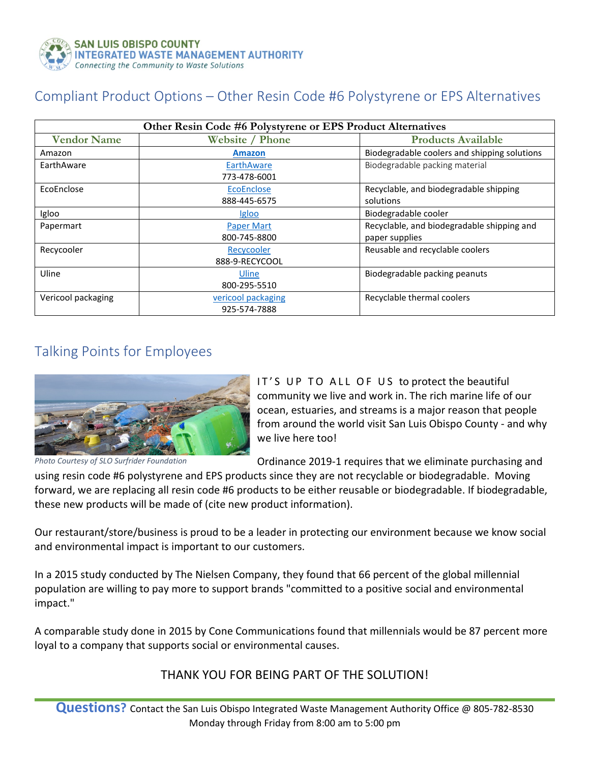**SAN LUIS OBISPO COUNTY**
**INTEGRATED WASTE MANAGEMENT AUTHORITY**
*Connecting the Community to Waste Solutions*

## Compliant Product Options – Other Resin Code #6 Polystyrene or EPS Alternatives

| Other Resin Code #6 Polystyrene or EPS Product Alternatives | | |
|---|---|---|
| **Vendor Name** | **Website / Phone** | **Products Available** |
| Amazon | **Amazon** | Biodegradable coolers and shipping solutions |
| EarthAware | EarthAware 773-478-6001 | Biodegradable packing material |
| EcoEnclose | EcoEnclose 888-445-6575 | Recyclable, and biodegradable shipping solutions |
| Igloo | Igloo | Biodegradable cooler |
| Papermart | Paper Mart 800-745-8800 | Recyclable, and biodegradable shipping and paper supplies |
| Recycooler | Recycooler 888-9-RECYCOOL | Reusable and recyclable coolers |
| Uline | Uline 800-295-5510 | Biodegradable packing peanuts |
| Vericool packaging | vericool packaging 925-574-7888 | Recyclable thermal coolers |

## Talking Points for Employees

*Photo Courtesy of SLO Surfrider Foundation*

IT'S UP TO ALL OF US to protect the beautiful community we live and work in. The rich marine life of our ocean, estuaries, and streams is a major reason that people from around the world visit San Luis Obispo County - and why we live here too!

Ordinance 2019-1 requires that we eliminate purchasing and using resin code #6 polystyrene and EPS products since they are not recyclable or biodegradable. Moving forward, we are replacing all resin code #6 products to be either reusable or biodegradable. If biodegradable, these new products will be made of (cite new product information).

Our restaurant/store/business is proud to be a leader in protecting our environment because we know social and environmental impact is important to our customers.

In a 2015 study conducted by The Nielsen Company, they found that 66 percent of the global millennial population are willing to pay more to support brands "committed to a positive social and environmental impact."

A comparable study done in 2015 by Cone Communications found that millennials would be 87 percent more loyal to a company that supports social or environmental causes.

THANK YOU FOR BEING PART OF THE SOLUTION!

**Questions?** Contact the San Luis Obispo Integrated Waste Management Authority Office @ 805-782-8530 Monday through Friday from 8:00 am to 5:00 pm